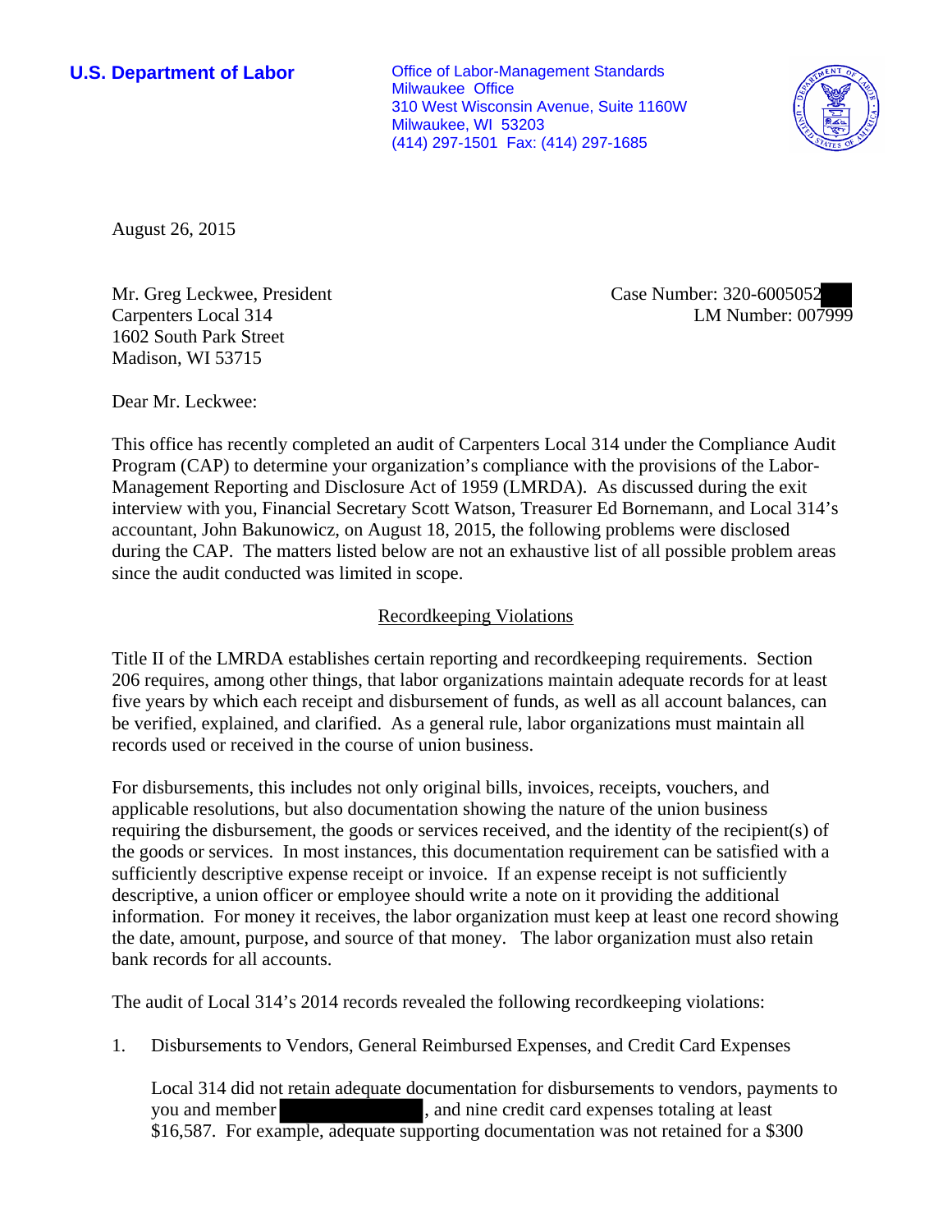**U.S. Department of Labor**

Office of Labor-Management Standards
Milwaukee Office
310 West Wisconsin Avenue, Suite 1160W
Milwaukee, WI 53203
(414) 297-1501 Fax: (414) 297-1685

August 26, 2015

Mr. Greg Leckwee, President
Carpenters Local 314
1602 South Park Street
Madison, WI 53715

Case Number: 320-6005052
LM Number: 007999

Dear Mr. Leckwee:

This office has recently completed an audit of Carpenters Local 314 under the Compliance Audit Program (CAP) to determine your organization's compliance with the provisions of the Labor-Management Reporting and Disclosure Act of 1959 (LMRDA). As discussed during the exit interview with you, Financial Secretary Scott Watson, Treasurer Ed Bornemann, and Local 314's accountant, John Bakunowicz, on August 18, 2015, the following problems were disclosed during the CAP. The matters listed below are not an exhaustive list of all possible problem areas since the audit conducted was limited in scope.

## Recordkeeping Violations

Title II of the LMRDA establishes certain reporting and recordkeeping requirements. Section 206 requires, among other things, that labor organizations maintain adequate records for at least five years by which each receipt and disbursement of funds, as well as all account balances, can be verified, explained, and clarified. As a general rule, labor organizations must maintain all records used or received in the course of union business.

For disbursements, this includes not only original bills, invoices, receipts, vouchers, and applicable resolutions, but also documentation showing the nature of the union business requiring the disbursement, the goods or services received, and the identity of the recipient(s) of the goods or services. In most instances, this documentation requirement can be satisfied with a sufficiently descriptive expense receipt or invoice. If an expense receipt is not sufficiently descriptive, a union officer or employee should write a note on it providing the additional information. For money it receives, the labor organization must keep at least one record showing the date, amount, purpose, and source of that money. The labor organization must also retain bank records for all accounts.

The audit of Local 314's 2014 records revealed the following recordkeeping violations:

1. Disbursements to Vendors, General Reimbursed Expenses, and Credit Card Expenses

   Local 314 did not retain adequate documentation for disbursements to vendors, payments to you and member [redacted], and nine credit card expenses totaling at least $16,587. For example, adequate supporting documentation was not retained for a $300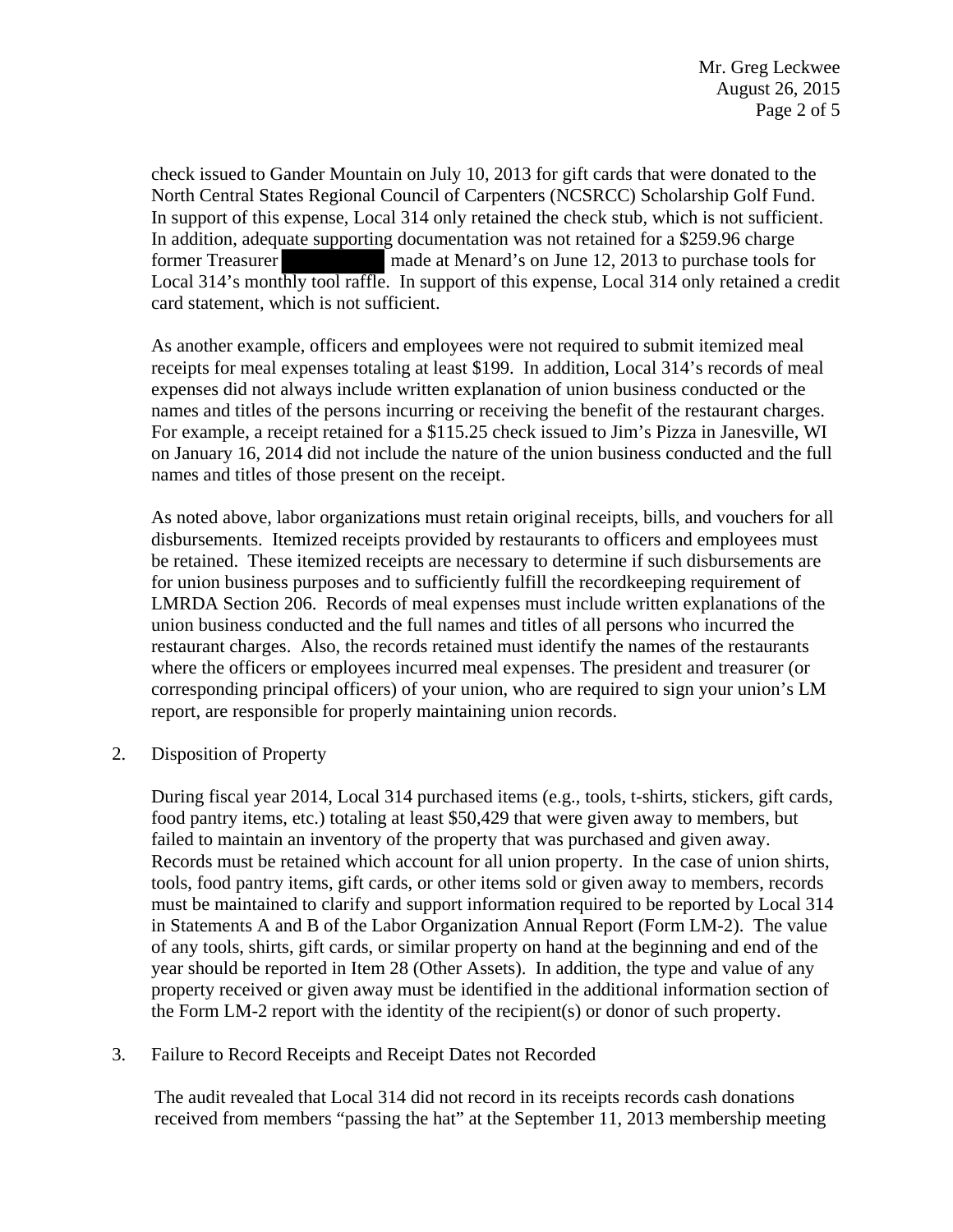check issued to Gander Mountain on July 10, 2013 for gift cards that were donated to the North Central States Regional Council of Carpenters (NCSRCC) Scholarship Golf Fund. In support of this expense, Local 314 only retained the check stub, which is not sufficient. In addition, adequate supporting documentation was not retained for a $259.96 charge former Treasurer [redacted] made at Menard's on June 12, 2013 to purchase tools for Local 314's monthly tool raffle. In support of this expense, Local 314 only retained a credit card statement, which is not sufficient.

As another example, officers and employees were not required to submit itemized meal receipts for meal expenses totaling at least $199. In addition, Local 314's records of meal expenses did not always include written explanation of union business conducted or the names and titles of the persons incurring or receiving the benefit of the restaurant charges. For example, a receipt retained for a $115.25 check issued to Jim's Pizza in Janesville, WI on January 16, 2014 did not include the nature of the union business conducted and the full names and titles of those present on the receipt.

As noted above, labor organizations must retain original receipts, bills, and vouchers for all disbursements. Itemized receipts provided by restaurants to officers and employees must be retained. These itemized receipts are necessary to determine if such disbursements are for union business purposes and to sufficiently fulfill the recordkeeping requirement of LMRDA Section 206. Records of meal expenses must include written explanations of the union business conducted and the full names and titles of all persons who incurred the restaurant charges. Also, the records retained must identify the names of the restaurants where the officers or employees incurred meal expenses. The president and treasurer (or corresponding principal officers) of your union, who are required to sign your union's LM report, are responsible for properly maintaining union records.

2. Disposition of Property

During fiscal year 2014, Local 314 purchased items (e.g., tools, t-shirts, stickers, gift cards, food pantry items, etc.) totaling at least $50,429 that were given away to members, but failed to maintain an inventory of the property that was purchased and given away. Records must be retained which account for all union property. In the case of union shirts, tools, food pantry items, gift cards, or other items sold or given away to members, records must be maintained to clarify and support information required to be reported by Local 314 in Statements A and B of the Labor Organization Annual Report (Form LM-2). The value of any tools, shirts, gift cards, or similar property on hand at the beginning and end of the year should be reported in Item 28 (Other Assets). In addition, the type and value of any property received or given away must be identified in the additional information section of the Form LM-2 report with the identity of the recipient(s) or donor of such property.

3. Failure to Record Receipts and Receipt Dates not Recorded

The audit revealed that Local 314 did not record in its receipts records cash donations received from members "passing the hat" at the September 11, 2013 membership meeting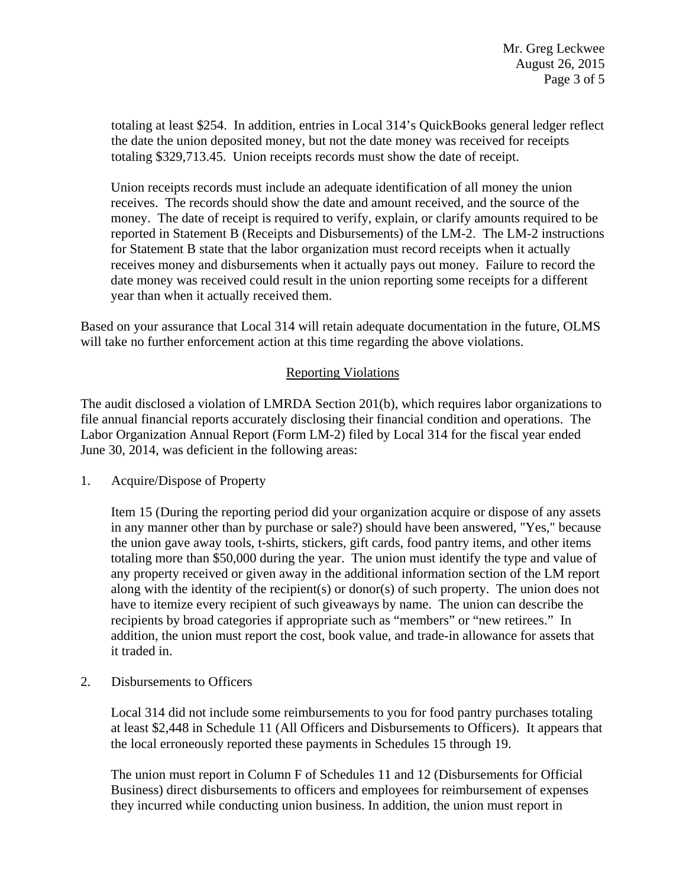totaling at least $254. In addition, entries in Local 314's QuickBooks general ledger reflect the date the union deposited money, but not the date money was received for receipts totaling $329,713.45. Union receipts records must show the date of receipt.

Union receipts records must include an adequate identification of all money the union receives. The records should show the date and amount received, and the source of the money. The date of receipt is required to verify, explain, or clarify amounts required to be reported in Statement B (Receipts and Disbursements) of the LM-2. The LM-2 instructions for Statement B state that the labor organization must record receipts when it actually receives money and disbursements when it actually pays out money. Failure to record the date money was received could result in the union reporting some receipts for a different year than when it actually received them.

Based on your assurance that Local 314 will retain adequate documentation in the future, OLMS will take no further enforcement action at this time regarding the above violations.

## Reporting Violations

The audit disclosed a violation of LMRDA Section 201(b), which requires labor organizations to file annual financial reports accurately disclosing their financial condition and operations. The Labor Organization Annual Report (Form LM-2) filed by Local 314 for the fiscal year ended June 30, 2014, was deficient in the following areas:

1. Acquire/Dispose of Property

   Item 15 (During the reporting period did your organization acquire or dispose of any assets in any manner other than by purchase or sale?) should have been answered, "Yes," because the union gave away tools, t-shirts, stickers, gift cards, food pantry items, and other items totaling more than $50,000 during the year. The union must identify the type and value of any property received or given away in the additional information section of the LM report along with the identity of the recipient(s) or donor(s) of such property. The union does not have to itemize every recipient of such giveaways by name. The union can describe the recipients by broad categories if appropriate such as "members" or "new retirees." In addition, the union must report the cost, book value, and trade-in allowance for assets that it traded in.

2. Disbursements to Officers

   Local 314 did not include some reimbursements to you for food pantry purchases totaling at least $2,448 in Schedule 11 (All Officers and Disbursements to Officers). It appears that the local erroneously reported these payments in Schedules 15 through 19.

   The union must report in Column F of Schedules 11 and 12 (Disbursements for Official Business) direct disbursements to officers and employees for reimbursement of expenses they incurred while conducting union business. In addition, the union must report in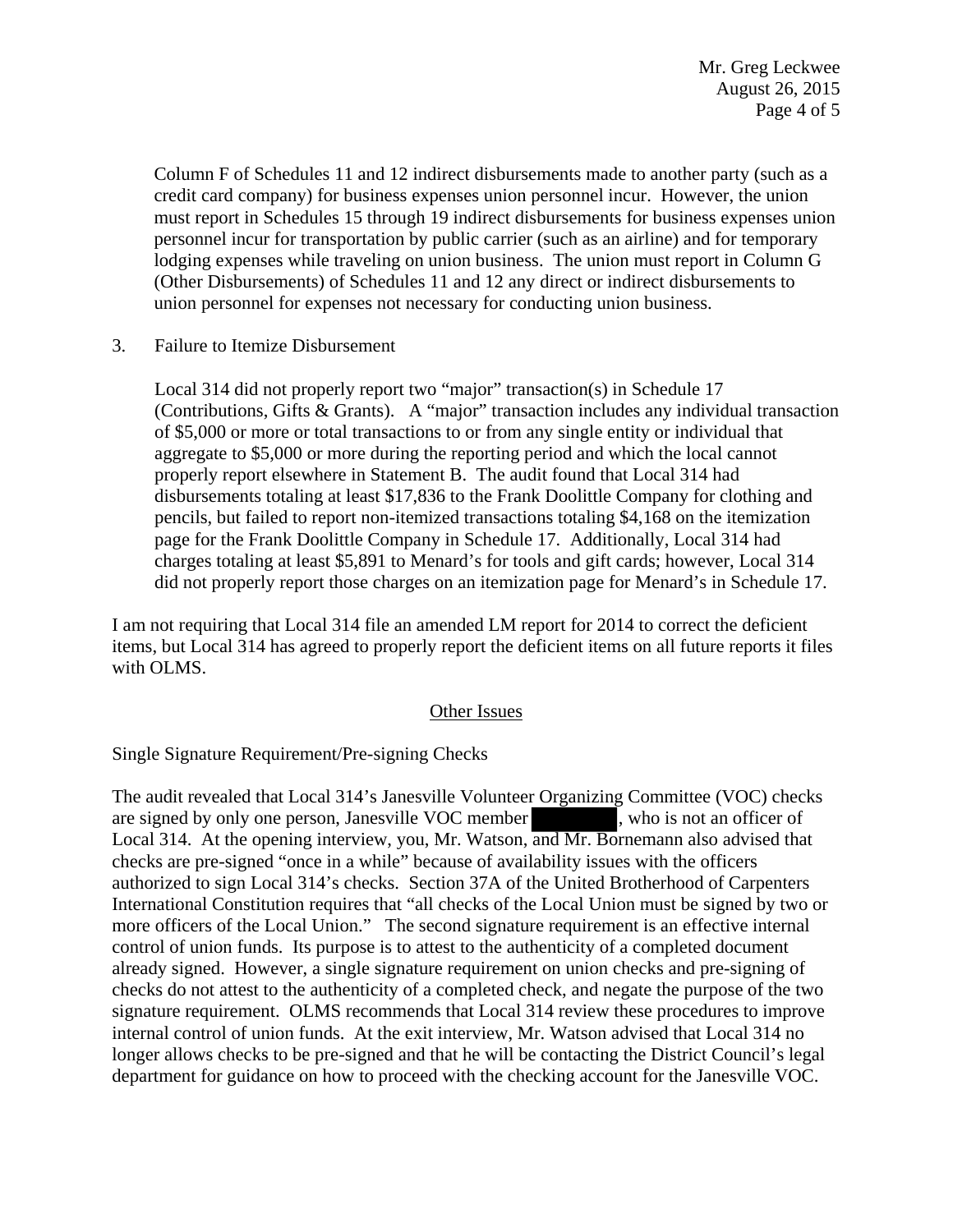Column F of Schedules 11 and 12 indirect disbursements made to another party (such as a credit card company) for business expenses union personnel incur. However, the union must report in Schedules 15 through 19 indirect disbursements for business expenses union personnel incur for transportation by public carrier (such as an airline) and for temporary lodging expenses while traveling on union business. The union must report in Column G (Other Disbursements) of Schedules 11 and 12 any direct or indirect disbursements to union personnel for expenses not necessary for conducting union business.

3. Failure to Itemize Disbursement

   Local 314 did not properly report two "major" transaction(s) in Schedule 17 (Contributions, Gifts & Grants). A "major" transaction includes any individual transaction of $5,000 or more or total transactions to or from any single entity or individual that aggregate to $5,000 or more during the reporting period and which the local cannot properly report elsewhere in Statement B. The audit found that Local 314 had disbursements totaling at least $17,836 to the Frank Doolittle Company for clothing and pencils, but failed to report non-itemized transactions totaling $4,168 on the itemization page for the Frank Doolittle Company in Schedule 17. Additionally, Local 314 had charges totaling at least $5,891 to Menard's for tools and gift cards; however, Local 314 did not properly report those charges on an itemization page for Menard's in Schedule 17.

I am not requiring that Local 314 file an amended LM report for 2014 to correct the deficient items, but Local 314 has agreed to properly report the deficient items on all future reports it files with OLMS.

## Other Issues

Single Signature Requirement/Pre-signing Checks

The audit revealed that Local 314's Janesville Volunteer Organizing Committee (VOC) checks are signed by only one person, Janesville VOC member [REDACTED], who is not an officer of Local 314. At the opening interview, you, Mr. Watson, and Mr. Bornemann also advised that checks are pre-signed "once in a while" because of availability issues with the officers authorized to sign Local 314's checks. Section 37A of the United Brotherhood of Carpenters International Constitution requires that "all checks of the Local Union must be signed by two or more officers of the Local Union." The second signature requirement is an effective internal control of union funds. Its purpose is to attest to the authenticity of a completed document already signed. However, a single signature requirement on union checks and pre-signing of checks do not attest to the authenticity of a completed check, and negate the purpose of the two signature requirement. OLMS recommends that Local 314 review these procedures to improve internal control of union funds. At the exit interview, Mr. Watson advised that Local 314 no longer allows checks to be pre-signed and that he will be contacting the District Council's legal department for guidance on how to proceed with the checking account for the Janesville VOC.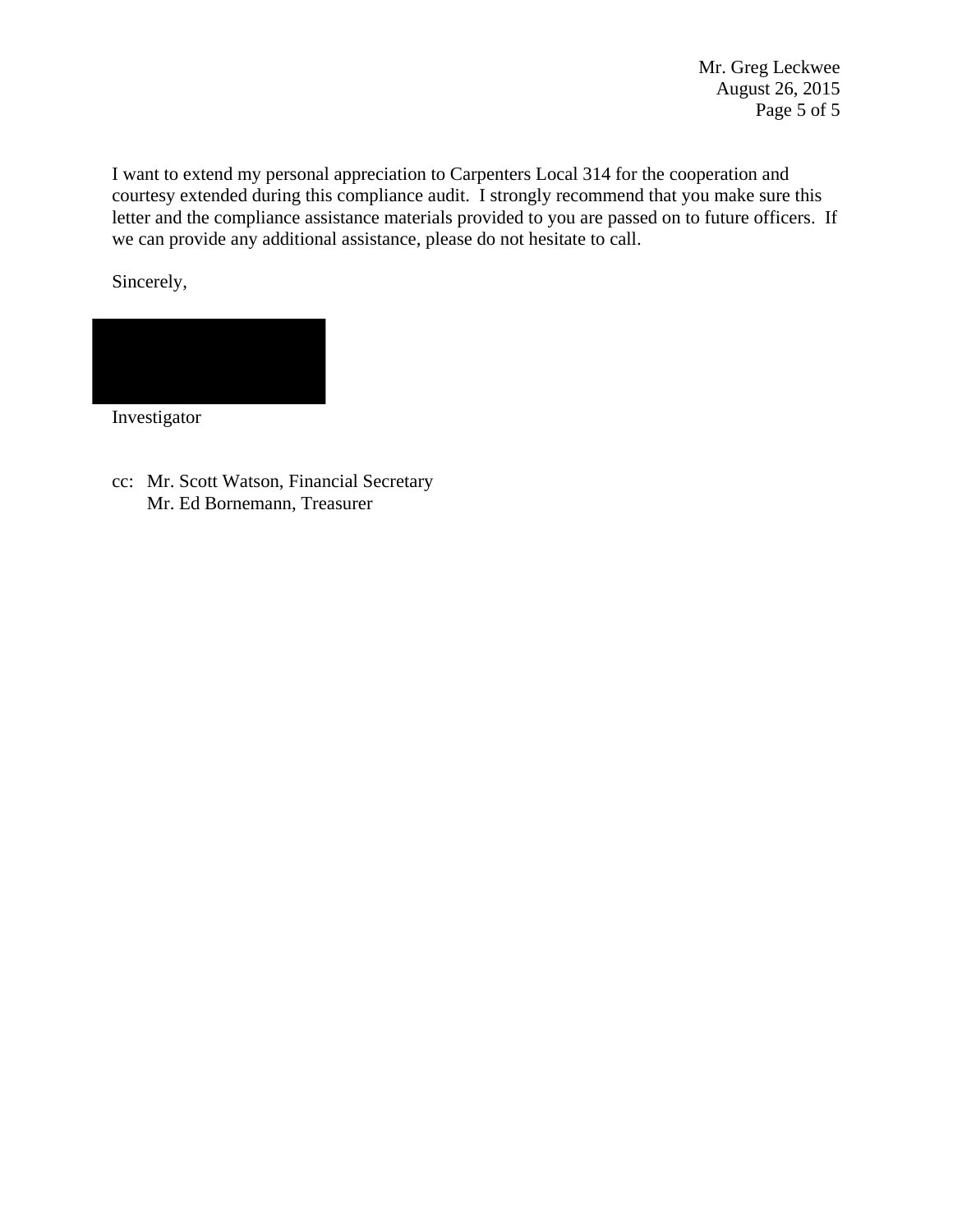I want to extend my personal appreciation to Carpenters Local 314 for the cooperation and courtesy extended during this compliance audit. I strongly recommend that you make sure this letter and the compliance assistance materials provided to you are passed on to future officers. If we can provide any additional assistance, please do not hesitate to call.

Sincerely,

Investigator

cc: Mr. Scott Watson, Financial Secretary
Mr. Ed Bornemann, Treasurer